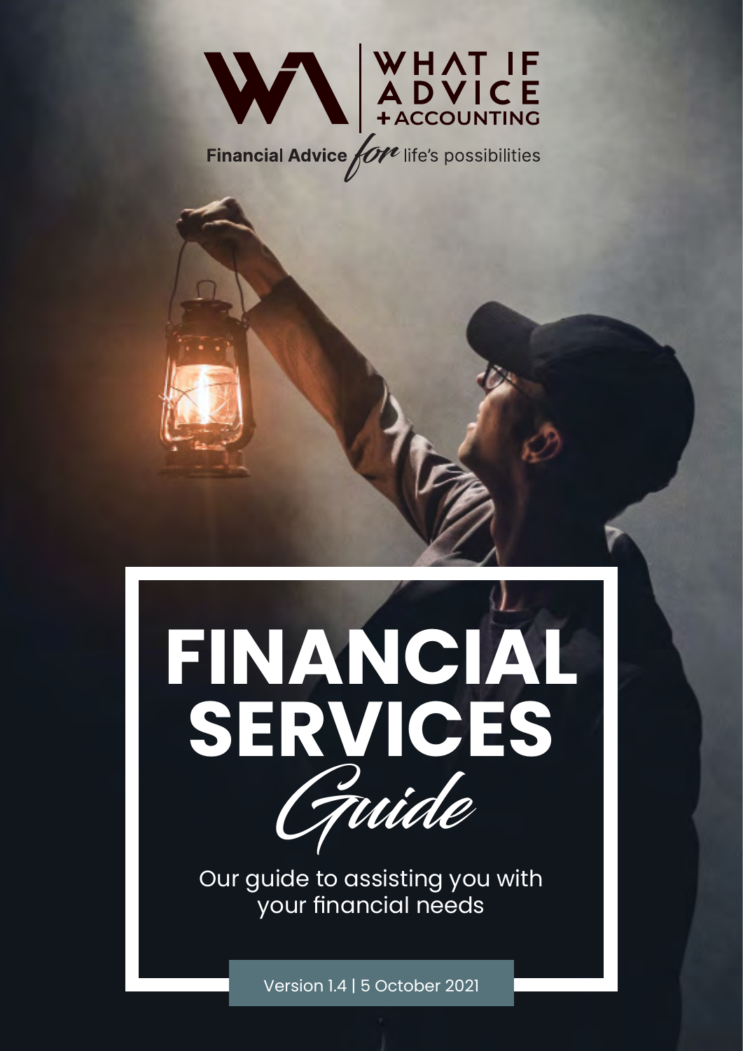WHAT IF ADVICE + ACCOUNTING

Financial Advice *for* life's possibilities

# FINANCIAL SERVICES *Guide*

Our guide to assisting you with your financial needs

Version 1.4 | 5 October 2021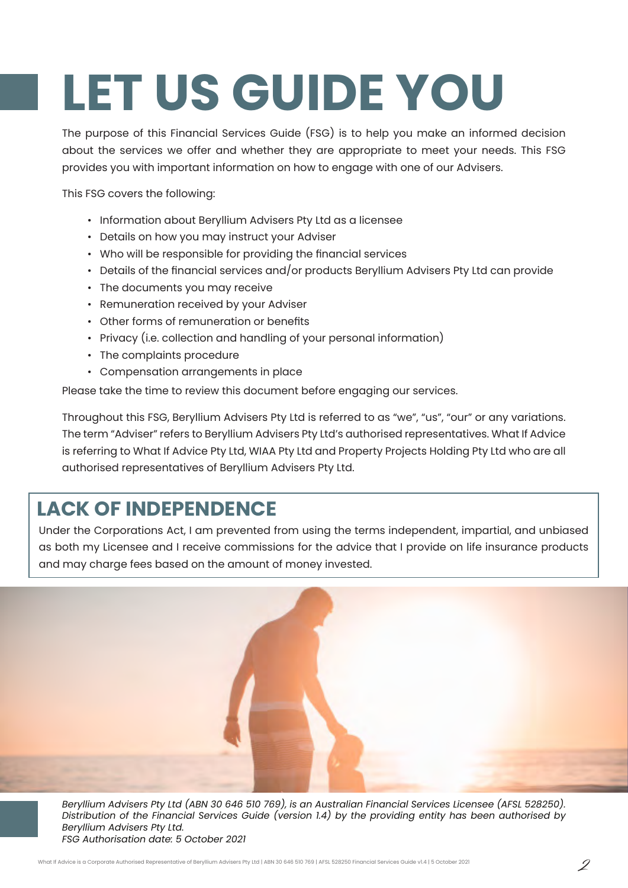# LET US GUIDE YOU

The purpose of this Financial Services Guide (FSG) is to help you make an informed decision about the services we offer and whether they are appropriate to meet your needs. This FSG provides you with important information on how to engage with one of our Advisers.

This FSG covers the following:

- Information about Beryllium Advisers Pty Ltd as a licensee
- Details on how you may instruct your Adviser
- Who will be responsible for providing the financial services
- Details of the financial services and/or products Beryllium Advisers Pty Ltd can provide
- The documents you may receive
- Remuneration received by your Adviser
- Other forms of remuneration or benefits
- Privacy (i.e. collection and handling of your personal information)
- The complaints procedure
- Compensation arrangements in place

Please take the time to review this document before engaging our services.

Throughout this FSG, Beryllium Advisers Pty Ltd is referred to as "we", "us", "our" or any variations. The term "Adviser" refers to Beryllium Advisers Pty Ltd's authorised representatives. What If Advice is referring to What If Advice Pty Ltd, WIAA Pty Ltd and Property Projects Holding Pty Ltd who are all authorised representatives of Beryllium Advisers Pty Ltd.

## LACK OF INDEPENDENCE

Under the Corporations Act, I am prevented from using the terms independent, impartial, and unbiased as both my Licensee and I receive commissions for the advice that I provide on life insurance products and may charge fees based on the amount of money invested.

*Beryllium Advisers Pty Ltd (ABN 30 646 510 769), is an Australian Financial Services Licensee (AFSL 528250). Distribution of the Financial Services Guide (version 1.4) by the providing entity has been authorised by Beryllium Advisers Pty Ltd.*
*FSG Authorisation date: 5 October 2021*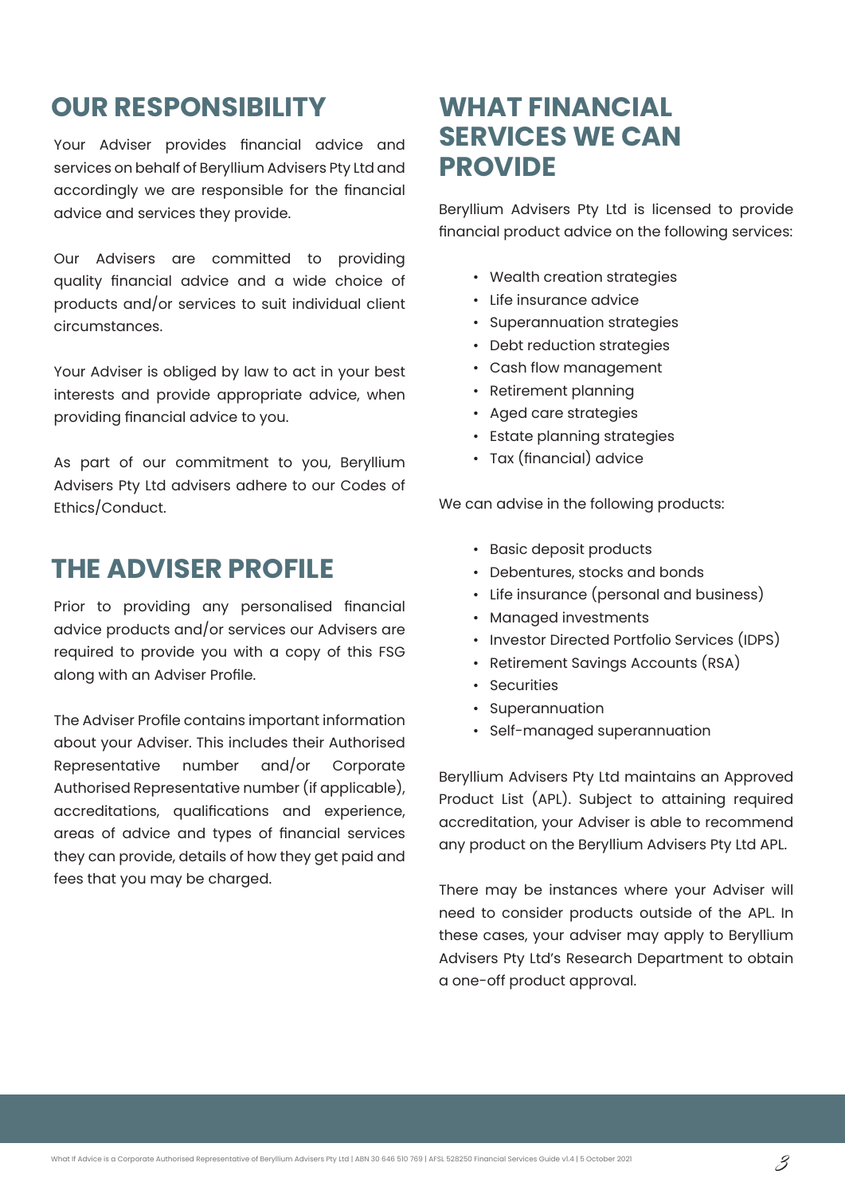## OUR RESPONSIBILITY

Your Adviser provides financial advice and services on behalf of Beryllium Advisers Pty Ltd and accordingly we are responsible for the financial advice and services they provide.

Our Advisers are committed to providing quality financial advice and a wide choice of products and/or services to suit individual client circumstances.

Your Adviser is obliged by law to act in your best interests and provide appropriate advice, when providing financial advice to you.

As part of our commitment to you, Beryllium Advisers Pty Ltd advisers adhere to our Codes of Ethics/Conduct.

## THE ADVISER PROFILE

Prior to providing any personalised financial advice products and/or services our Advisers are required to provide you with a copy of this FSG along with an Adviser Profile.

The Adviser Profile contains important information about your Adviser. This includes their Authorised Representative number and/or Corporate Authorised Representative number (if applicable), accreditations, qualifications and experience, areas of advice and types of financial services they can provide, details of how they get paid and fees that you may be charged.

## WHAT FINANCIAL SERVICES WE CAN PROVIDE

Beryllium Advisers Pty Ltd is licensed to provide financial product advice on the following services:

- Wealth creation strategies
- Life insurance advice
- Superannuation strategies
- Debt reduction strategies
- Cash flow management
- Retirement planning
- Aged care strategies
- Estate planning strategies
- Tax (financial) advice

We can advise in the following products:

- Basic deposit products
- Debentures, stocks and bonds
- Life insurance (personal and business)
- Managed investments
- Investor Directed Portfolio Services (IDPS)
- Retirement Savings Accounts (RSA)
- Securities
- Superannuation
- Self-managed superannuation

Beryllium Advisers Pty Ltd maintains an Approved Product List (APL). Subject to attaining required accreditation, your Adviser is able to recommend any product on the Beryllium Advisers Pty Ltd APL.

There may be instances where your Adviser will need to consider products outside of the APL. In these cases, your adviser may apply to Beryllium Advisers Pty Ltd's Research Department to obtain a one-off product approval.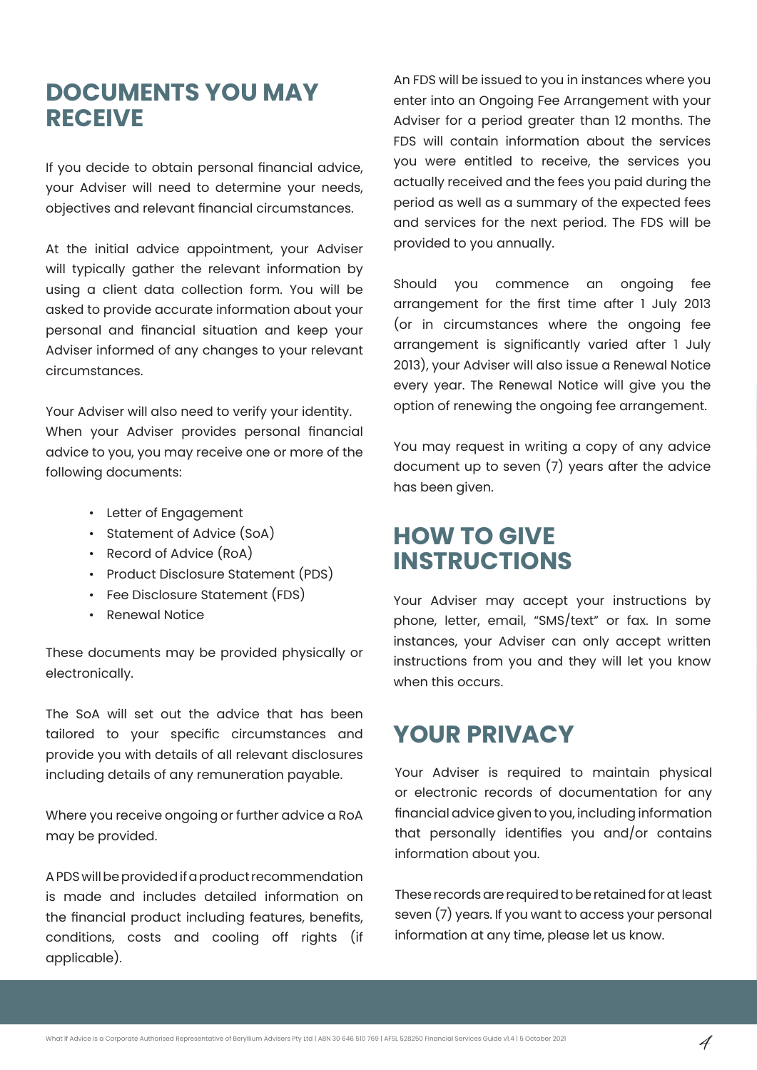# DOCUMENTS YOU MAY RECEIVE

If you decide to obtain personal financial advice, your Adviser will need to determine your needs, objectives and relevant financial circumstances.

At the initial advice appointment, your Adviser will typically gather the relevant information by using a client data collection form. You will be asked to provide accurate information about your personal and financial situation and keep your Adviser informed of any changes to your relevant circumstances.

Your Adviser will also need to verify your identity.
When your Adviser provides personal financial advice to you, you may receive one or more of the following documents:

- Letter of Engagement
- Statement of Advice (SoA)
- Record of Advice (RoA)
- Product Disclosure Statement (PDS)
- Fee Disclosure Statement (FDS)
- Renewal Notice

These documents may be provided physically or electronically.

The SoA will set out the advice that has been tailored to your specific circumstances and provide you with details of all relevant disclosures including details of any remuneration payable.

Where you receive ongoing or further advice a RoA may be provided.

A PDS will be provided if a product recommendation is made and includes detailed information on the financial product including features, benefits, conditions, costs and cooling off rights (if applicable).

An FDS will be issued to you in instances where you enter into an Ongoing Fee Arrangement with your Adviser for a period greater than 12 months. The FDS will contain information about the services you were entitled to receive, the services you actually received and the fees you paid during the period as well as a summary of the expected fees and services for the next period. The FDS will be provided to you annually.

Should you commence an ongoing fee arrangement for the first time after 1 July 2013 (or in circumstances where the ongoing fee arrangement is significantly varied after 1 July 2013), your Adviser will also issue a Renewal Notice every year. The Renewal Notice will give you the option of renewing the ongoing fee arrangement.

You may request in writing a copy of any advice document up to seven (7) years after the advice has been given.

# HOW TO GIVE INSTRUCTIONS

Your Adviser may accept your instructions by phone, letter, email, "SMS/text" or fax. In some instances, your Adviser can only accept written instructions from you and they will let you know when this occurs.

# YOUR PRIVACY

Your Adviser is required to maintain physical or electronic records of documentation for any financial advice given to you, including information that personally identifies you and/or contains information about you.

These records are required to be retained for at least seven (7) years. If you want to access your personal information at any time, please let us know.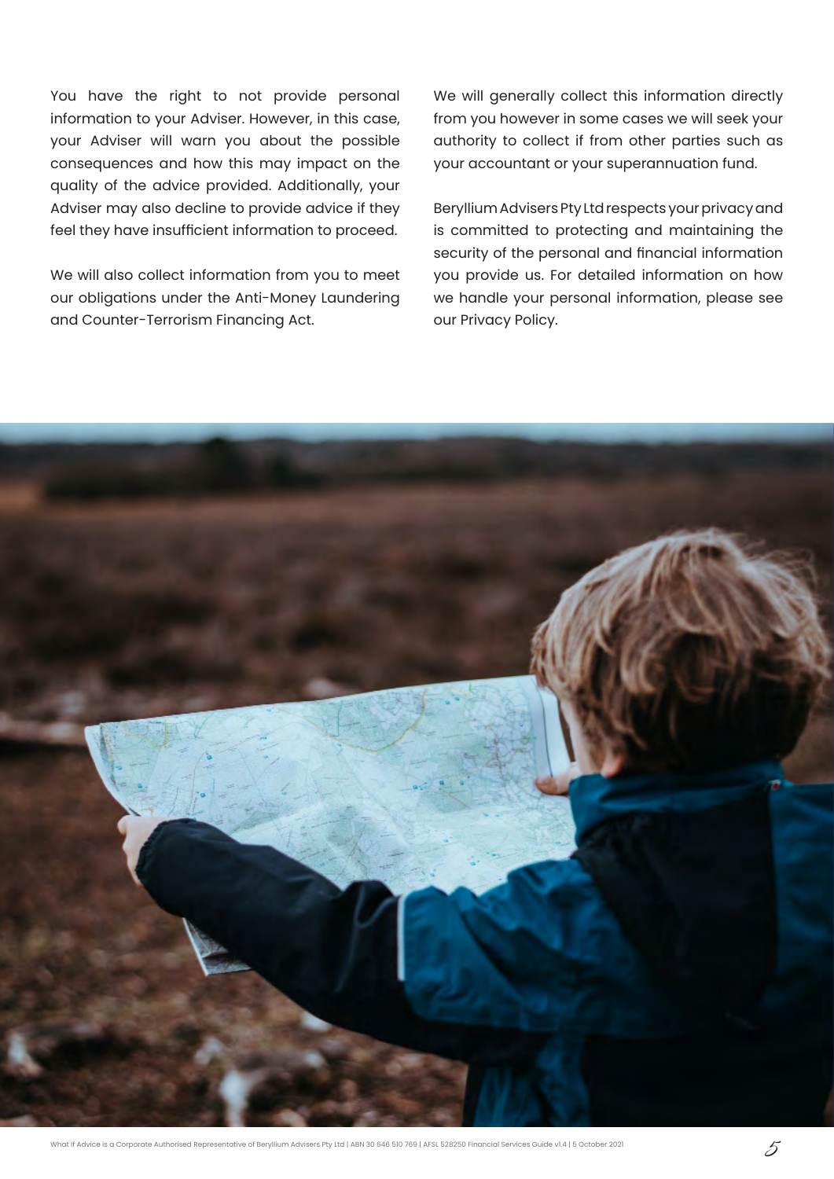You have the right to not provide personal information to your Adviser. However, in this case, your Adviser will warn you about the possible consequences and how this may impact on the quality of the advice provided. Additionally, your Adviser may also decline to provide advice if they feel they have insufficient information to proceed.

We will also collect information from you to meet our obligations under the Anti-Money Laundering and Counter-Terrorism Financing Act.

We will generally collect this information directly from you however in some cases we will seek your authority to collect if from other parties such as your accountant or your superannuation fund.

Beryllium Advisers Pty Ltd respects your privacy and is committed to protecting and maintaining the security of the personal and financial information you provide us. For detailed information on how we handle your personal information, please see our Privacy Policy.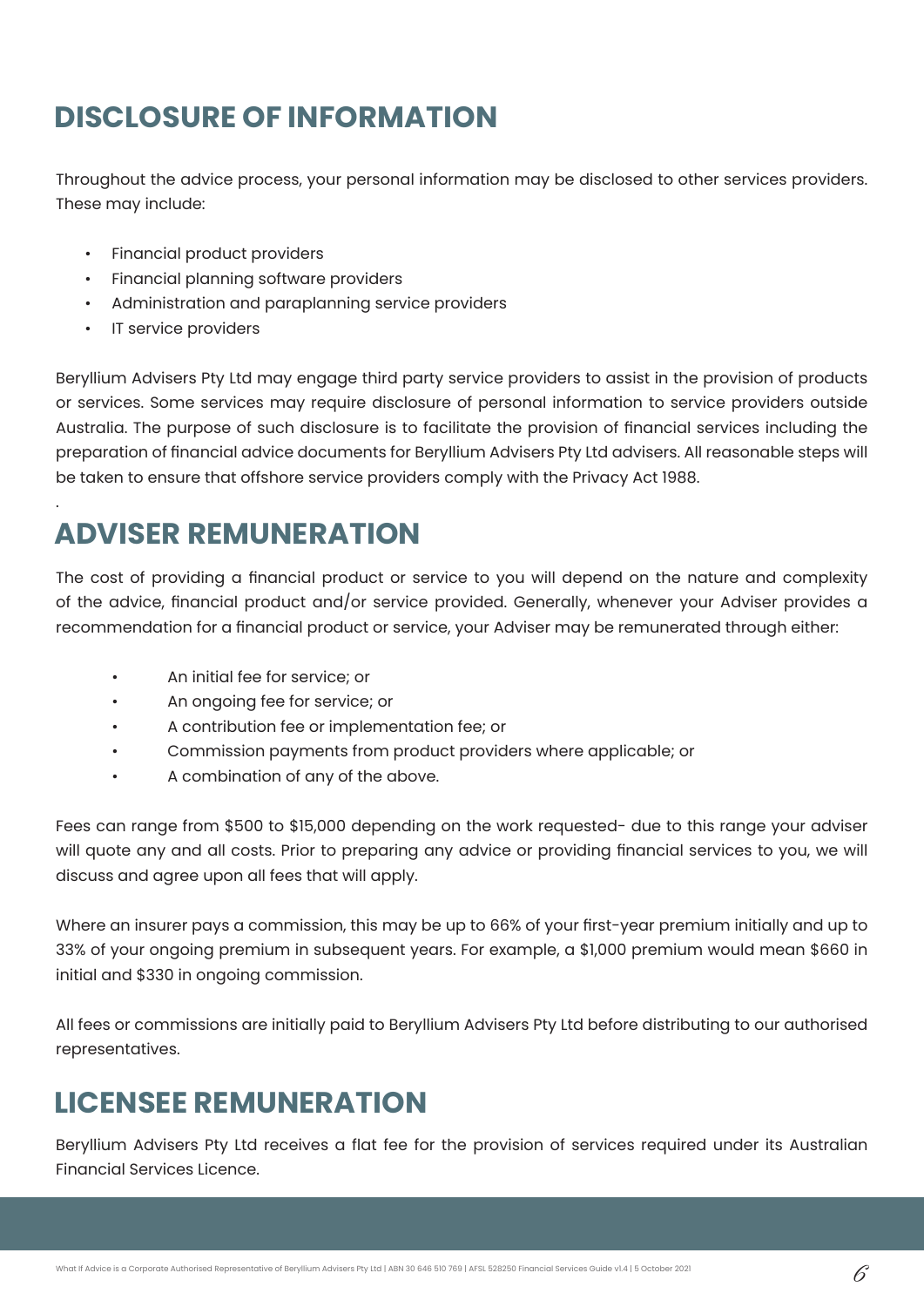# DISCLOSURE OF INFORMATION

Throughout the advice process, your personal information may be disclosed to other services providers. These may include:

- Financial product providers
- Financial planning software providers
- Administration and paraplanning service providers
- IT service providers

Beryllium Advisers Pty Ltd may engage third party service providers to assist in the provision of products or services. Some services may require disclosure of personal information to service providers outside Australia. The purpose of such disclosure is to facilitate the provision of financial services including the preparation of financial advice documents for Beryllium Advisers Pty Ltd advisers. All reasonable steps will be taken to ensure that offshore service providers comply with the Privacy Act 1988.

# ADVISER REMUNERATION

The cost of providing a financial product or service to you will depend on the nature and complexity of the advice, financial product and/or service provided. Generally, whenever your Adviser provides a recommendation for a financial product or service, your Adviser may be remunerated through either:

- An initial fee for service; or
- An ongoing fee for service; or
- A contribution fee or implementation fee; or
- Commission payments from product providers where applicable; or
- A combination of any of the above.

Fees can range from $500 to $15,000 depending on the work requested- due to this range your adviser will quote any and all costs. Prior to preparing any advice or providing financial services to you, we will discuss and agree upon all fees that will apply.

Where an insurer pays a commission, this may be up to 66% of your first-year premium initially and up to 33% of your ongoing premium in subsequent years. For example, a $1,000 premium would mean $660 in initial and $330 in ongoing commission.

All fees or commissions are initially paid to Beryllium Advisers Pty Ltd before distributing to our authorised representatives.

# LICENSEE REMUNERATION

Beryllium Advisers Pty Ltd receives a flat fee for the provision of services required under its Australian Financial Services Licence.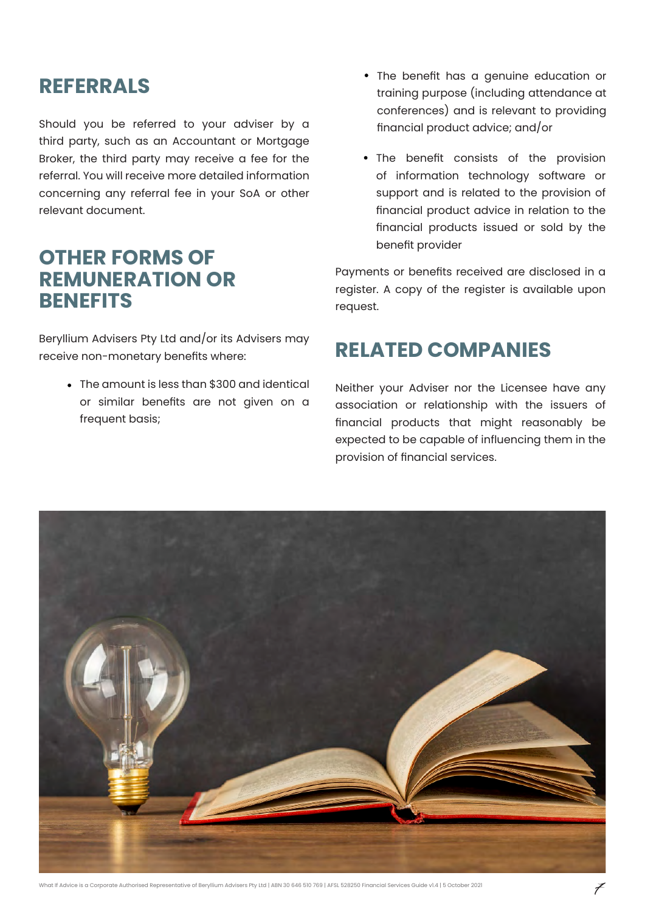## REFERRALS

Should you be referred to your adviser by a third party, such as an Accountant or Mortgage Broker, the third party may receive a fee for the referral. You will receive more detailed information concerning any referral fee in your SoA or other relevant document.

## OTHER FORMS OF REMUNERATION OR BENEFITS

Beryllium Advisers Pty Ltd and/or its Advisers may receive non-monetary benefits where:

- The amount is less than $300 and identical or similar benefits are not given on a frequent basis;
- The benefit has a genuine education or training purpose (including attendance at conferences) and is relevant to providing financial product advice; and/or
- The benefit consists of the provision of information technology software or support and is related to the provision of financial product advice in relation to the financial products issued or sold by the benefit provider

Payments or benefits received are disclosed in a register. A copy of the register is available upon request.

## RELATED COMPANIES

Neither your Adviser nor the Licensee have any association or relationship with the issuers of financial products that might reasonably be expected to be capable of influencing them in the provision of financial services.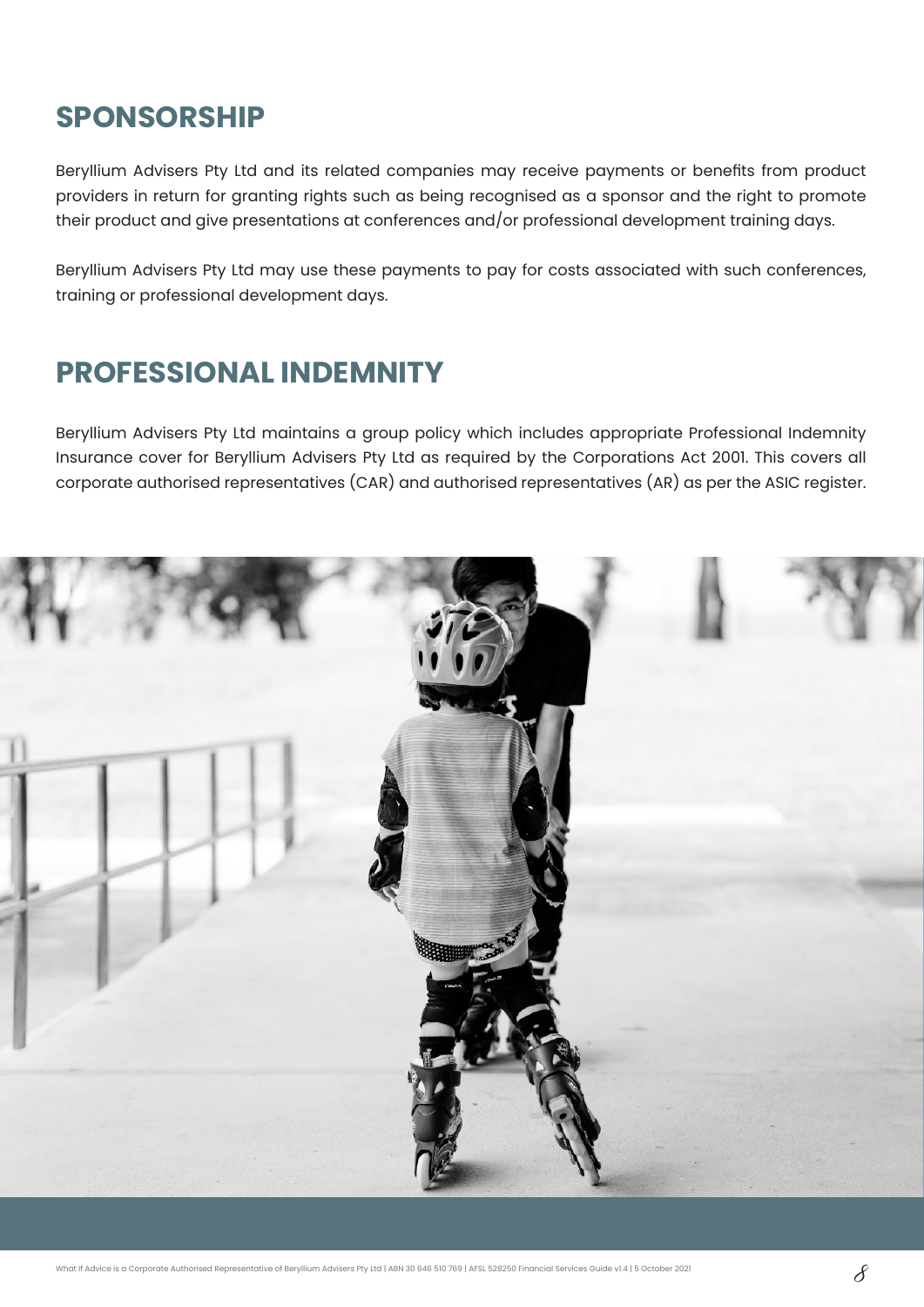## SPONSORSHIP

Beryllium Advisers Pty Ltd and its related companies may receive payments or benefits from product providers in return for granting rights such as being recognised as a sponsor and the right to promote their product and give presentations at conferences and/or professional development training days.

Beryllium Advisers Pty Ltd may use these payments to pay for costs associated with such conferences, training or professional development days.

## PROFESSIONAL INDEMNITY

Beryllium Advisers Pty Ltd maintains a group policy which includes appropriate Professional Indemnity Insurance cover for Beryllium Advisers Pty Ltd as required by the Corporations Act 2001. This covers all corporate authorised representatives (CAR) and authorised representatives (AR) as per the ASIC register.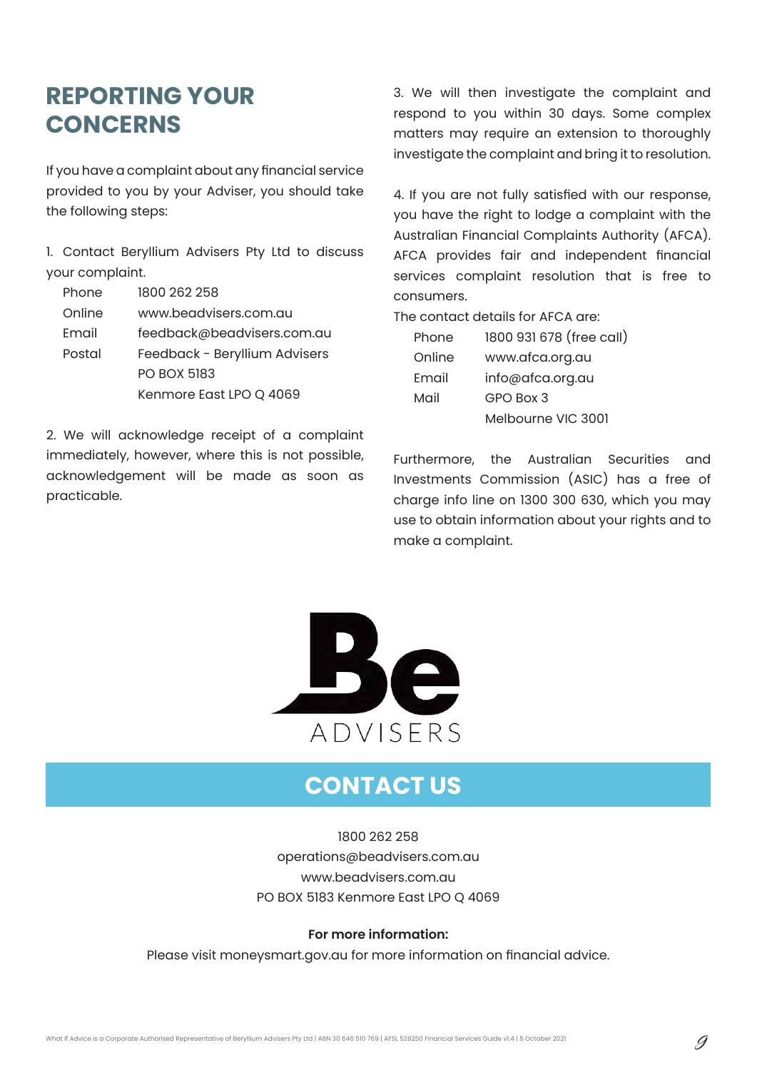# REPORTING YOUR CONCERNS

If you have a complaint about any financial service provided to you by your Adviser, you should take the following steps:

1. Contact Beryllium Advisers Pty Ltd to discuss your complaint.

| | |
|---|---|
| Phone | 1800 262 258 |
| Online | www.beadvisers.com.au |
| Email | feedback@beadvisers.com.au |
| Postal | Feedback - Beryllium Advisers<br>PO BOX 5183<br>Kenmore East LPO Q 4069 |

2. We will acknowledge receipt of a complaint immediately, however, where this is not possible, acknowledgement will be made as soon as practicable.

3. We will then investigate the complaint and respond to you within 30 days. Some complex matters may require an extension to thoroughly investigate the complaint and bring it to resolution.

4. If you are not fully satisfied with our response, you have the right to lodge a complaint with the Australian Financial Complaints Authority (AFCA). AFCA provides fair and independent financial services complaint resolution that is free to consumers.

The contact details for AFCA are:

| | |
|---|---|
| Phone | 1800 931 678 (free call) |
| Online | www.afca.org.au |
| Email | info@afca.org.au |
| Mail | GPO Box 3<br>Melbourne VIC 3001 |

Furthermore, the Australian Securities and Investments Commission (ASIC) has a free of charge info line on 1300 300 630, which you may use to obtain information about your rights and to make a complaint.

Be ADVISERS

## CONTACT US

1800 262 258
operations@beadvisers.com.au
www.beadvisers.com.au
PO BOX 5183 Kenmore East LPO Q 4069

**For more information:**

Please visit moneysmart.gov.au for more information on financial advice.

What If Advice is a Corporate Authorised Representative of Beryllium Advisers Pty Ltd | ABN 30 646 510 769 | AFSL 528250 Financial Services Guide v1.4 | 5 October 2021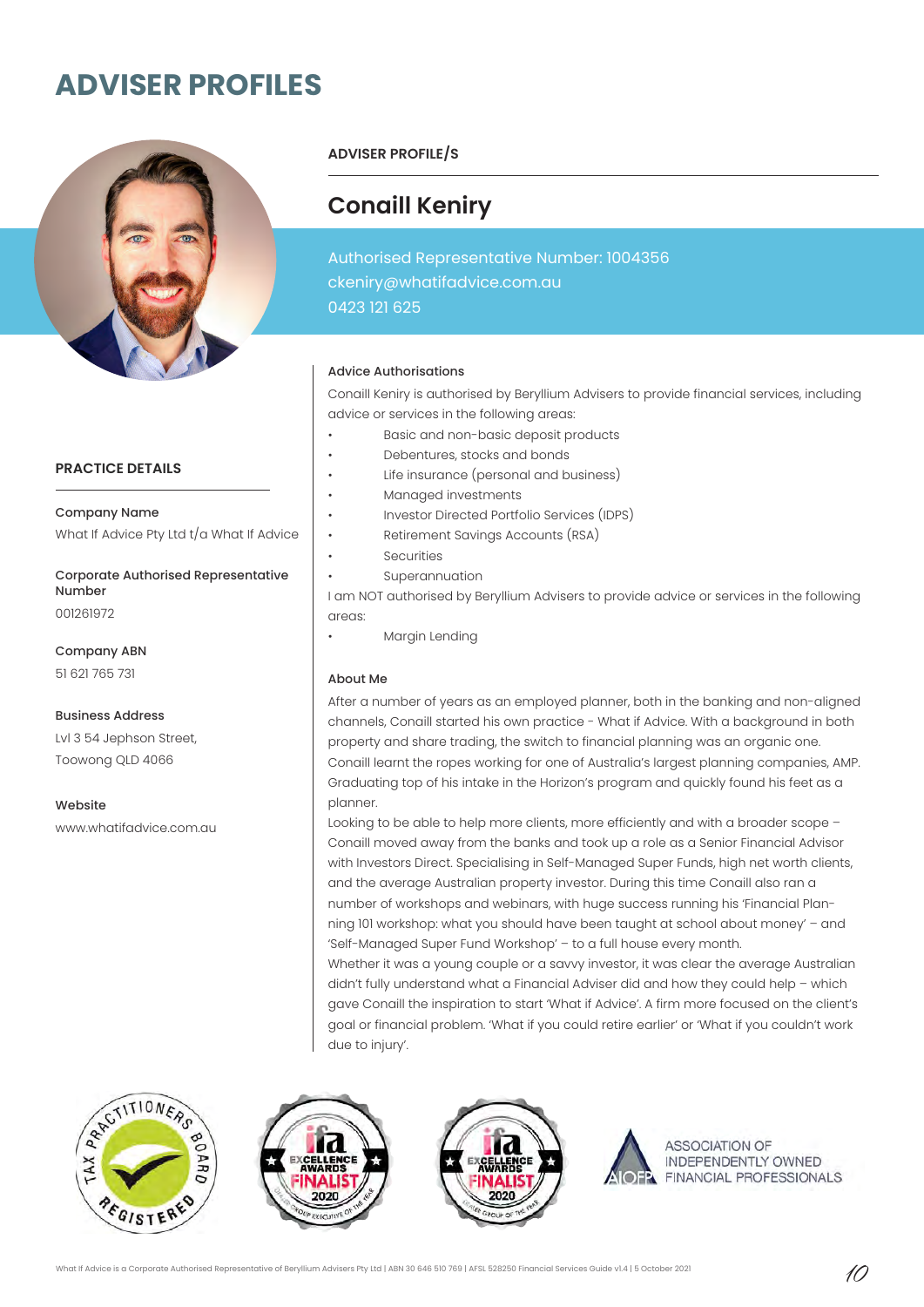# ADVISER PROFILES

## ADVISER PROFILE/S

## Conaill Keniry

Authorised Representative Number: 1004356
ckeniry@whatifadvice.com.au
0423 121 625

### PRACTICE DETAILS

**Company Name**
What If Advice Pty Ltd t/a What If Advice

**Corporate Authorised Representative Number**
001261972

**Company ABN**
51 621 765 731

**Business Address**
Lvl 3 54 Jephson Street,
Toowong QLD 4066

**Website**
www.whatifadvice.com.au

**Advice Authorisations**

Conaill Keniry is authorised by Beryllium Advisers to provide financial services, including advice or services in the following areas:

- Basic and non-basic deposit products
- Debentures, stocks and bonds
- Life insurance (personal and business)
- Managed investments
- Investor Directed Portfolio Services (IDPS)
- Retirement Savings Accounts (RSA)
- Securities
- Superannuation

I am NOT authorised by Beryllium Advisers to provide advice or services in the following areas:

- Margin Lending

**About Me**

After a number of years as an employed planner, both in the banking and non-aligned channels, Conaill started his own practice - What if Advice. With a background in both property and share trading, the switch to financial planning was an organic one. Conaill learnt the ropes working for one of Australia's largest planning companies, AMP. Graduating top of his intake in the Horizon's program and quickly found his feet as a planner.

Looking to be able to help more clients, more efficiently and with a broader scope – Conaill moved away from the banks and took up a role as a Senior Financial Advisor with Investors Direct. Specialising in Self-Managed Super Funds, high net worth clients, and the average Australian property investor. During this time Conaill also ran a number of workshops and webinars, with huge success running his 'Financial Planning 101 workshop: what you should have been taught at school about money' – and 'Self-Managed Super Fund Workshop' – to a full house every month.

Whether it was a young couple or a savvy investor, it was clear the average Australian didn't fully understand what a Financial Adviser did and how they could help – which gave Conaill the inspiration to start 'What if Advice'. A firm more focused on the client's goal or financial problem. 'What if you could retire earlier' or 'What if you couldn't work due to injury'.

What If Advice is a Corporate Authorised Representative of Beryllium Advisers Pty Ltd | ABN 30 646 510 769 | AFSL 528250 Financial Services Guide v1.4 | 5 October 2021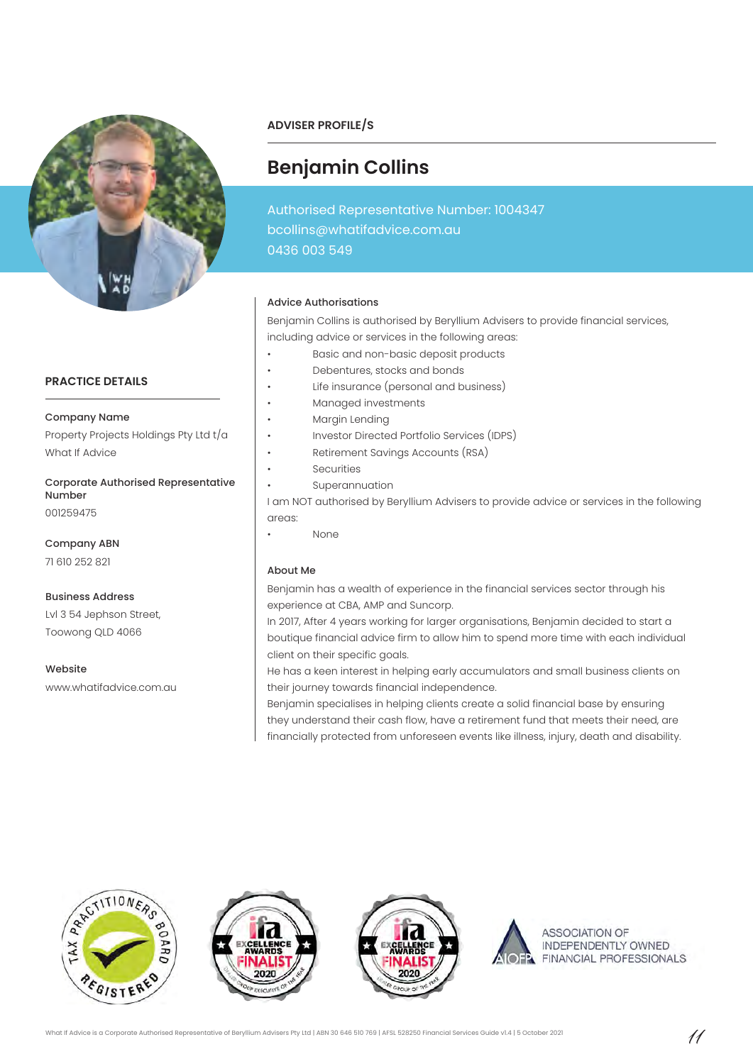## ADVISER PROFILE/S

# Benjamin Collins

Authorised Representative Number: 1004347
bcollins@whatifadvice.com.au
0436 003 549

### PRACTICE DETAILS

**Company Name**
Property Projects Holdings Pty Ltd t/a What If Advice

**Corporate Authorised Representative Number**
001259475

**Company ABN**
71 610 252 821

**Business Address**
Lvl 3 54 Jephson Street,
Toowong QLD 4066

**Website**
www.whatifadvice.com.au

### Advice Authorisations

Benjamin Collins is authorised by Beryllium Advisers to provide financial services, including advice or services in the following areas:

- Basic and non-basic deposit products
- Debentures, stocks and bonds
- Life insurance (personal and business)
- Managed investments
- Margin Lending
- Investor Directed Portfolio Services (IDPS)
- Retirement Savings Accounts (RSA)
- Securities
- Superannuation

I am NOT authorised by Beryllium Advisers to provide advice or services in the following areas:

- None

### About Me

Benjamin has a wealth of experience in the financial services sector through his experience at CBA, AMP and Suncorp.

In 2017, After 4 years working for larger organisations, Benjamin decided to start a boutique financial advice firm to allow him to spend more time with each individual client on their specific goals.

He has a keen interest in helping early accumulators and small business clients on their journey towards financial independence.

Benjamin specialises in helping clients create a solid financial base by ensuring they understand their cash flow, have a retirement fund that meets their need, are financially protected from unforeseen events like illness, injury, death and disability.

TAX PRACTITIONERS BOARD REGISTERED

ifa EXCELLENCE AWARDS FINALIST 2020 – Group Executive of the Year

ifa EXCELLENCE AWARDS FINALIST 2020 – Dealer Group of the Year

AIOFP ASSOCIATION OF INDEPENDENTLY OWNED FINANCIAL PROFESSIONALS

What If Advice is a Corporate Authorised Representative of Beryllium Advisers Pty Ltd | ABN 30 646 510 769 | AFSL 528250 Financial Services Guide v1.4 | 5 October 2021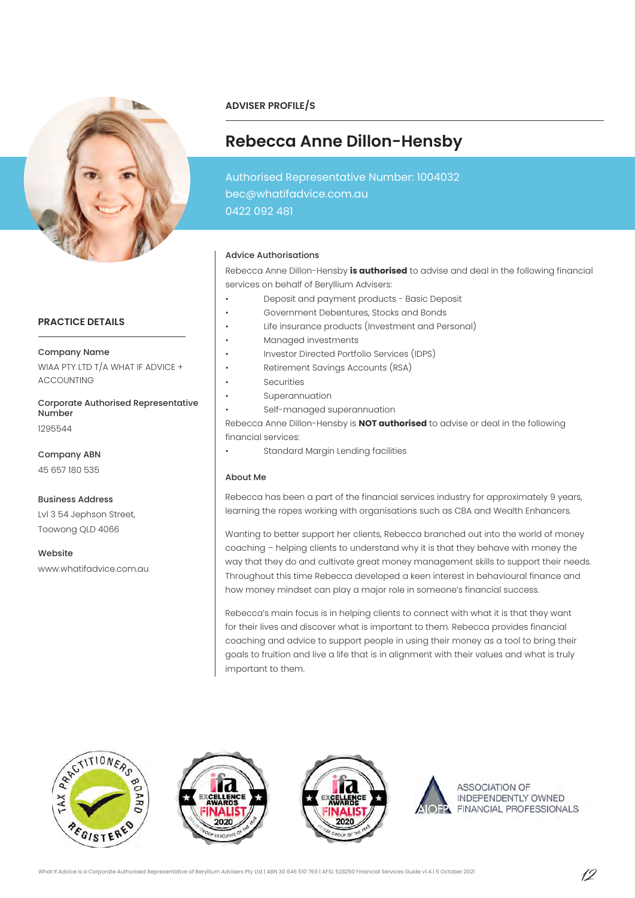## ADVISER PROFILE/S

# Rebecca Anne Dillon-Hensby

Authorised Representative Number: 1004032
bec@whatifadvice.com.au
0422 092 481

### PRACTICE DETAILS

**Company Name**
WIAA PTY LTD T/A WHAT IF ADVICE + ACCOUNTING

**Corporate Authorised Representative Number**
1295544

**Company ABN**
45 657 180 535

**Business Address**
Lvl 3 54 Jephson Street,
Toowong QLD 4066

**Website**
www.whatifadvice.com.au

### Advice Authorisations

Rebecca Anne Dillon-Hensby **is authorised** to advise and deal in the following financial services on behalf of Beryllium Advisers:

- Deposit and payment products - Basic Deposit
- Government Debentures, Stocks and Bonds
- Life insurance products (Investment and Personal)
- Managed investments
- Investor Directed Portfolio Services (IDPS)
- Retirement Savings Accounts (RSA)
- Securities
- Superannuation
- Self-managed superannuation

Rebecca Anne Dillon-Hensby is **NOT authorised** to advise or deal in the following financial services:

- Standard Margin Lending facilities

### About Me

Rebecca has been a part of the financial services industry for approximately 9 years, learning the ropes working with organisations such as CBA and Wealth Enhancers.

Wanting to better support her clients, Rebecca branched out into the world of money coaching – helping clients to understand why it is that they behave with money the way that they do and cultivate great money management skills to support their needs. Throughout this time Rebecca developed a keen interest in behavioural finance and how money mindset can play a major role in someone's financial success.

Rebecca's main focus is in helping clients to connect with what it is that they want for their lives and discover what is important to them. Rebecca provides financial coaching and advice to support people in using their money as a tool to bring their goals to fruition and live a life that is in alignment with their values and what is truly important to them.

What If Advice is a Corporate Authorised Representative of Beryllium Advisers Pty Ltd | ABN 30 646 510 769 | AFSL 528250 Financial Services Guide v1.4 | 5 October 2021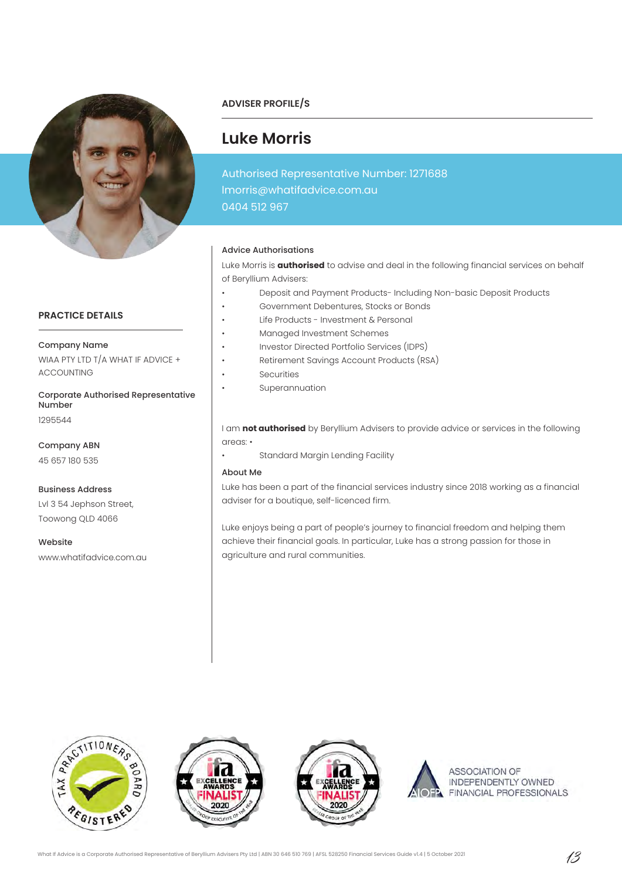## ADVISER PROFILE/S

# Luke Morris

Authorised Representative Number: 1271688
lmorris@whatifadvice.com.au
0404 512 967

### PRACTICE DETAILS

**Company Name**
WIAA PTY LTD T/A WHAT IF ADVICE + ACCOUNTING

**Corporate Authorised Representative Number**
1295544

**Company ABN**
45 657 180 535

**Business Address**
Lvl 3 54 Jephson Street,
Toowong QLD 4066

**Website**
www.whatifadvice.com.au

### Advice Authorisations

Luke Morris is **authorised** to advise and deal in the following financial services on behalf of Beryllium Advisers:

- Deposit and Payment Products- Including Non-basic Deposit Products
- Government Debentures, Stocks or Bonds
- Life Products - Investment & Personal
- Managed Investment Schemes
- Investor Directed Portfolio Services (IDPS)
- Retirement Savings Account Products (RSA)
- Securities
- Superannuation

I am **not authorised** by Beryllium Advisers to provide advice or services in the following areas: •

- Standard Margin Lending Facility

### About Me

Luke has been a part of the financial services industry since 2018 working as a financial adviser for a boutique, self-licenced firm.

Luke enjoys being a part of people's journey to financial freedom and helping them achieve their financial goals. In particular, Luke has a strong passion for those in agriculture and rural communities.

TAX PRACTITIONERS BOARD REGISTERED

ifa EXCELLENCE AWARDS FINALIST 2020 DEALER GROUP EXECUTIVE OF THE YEAR

ifa EXCELLENCE AWARDS FINALIST 2020 DEALER GROUP OF THE YEAR

AIOFP ASSOCIATION OF INDEPENDENTLY OWNED FINANCIAL PROFESSIONALS

What If Advice is a Corporate Authorised Representative of Beryllium Advisers Pty Ltd | ABN 30 646 510 769 | AFSL 528250 Financial Services Guide v1.4 | 5 October 2021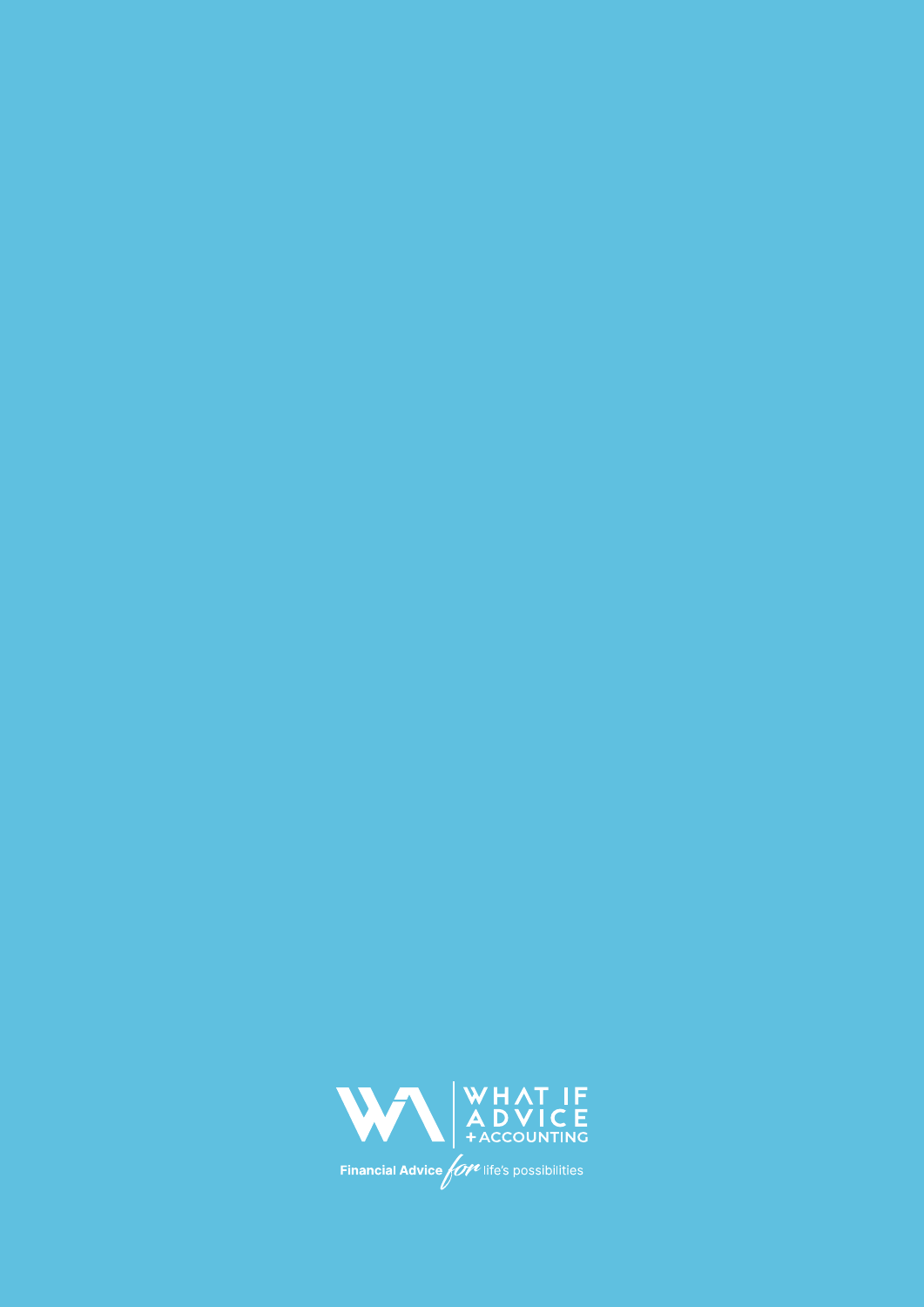WHAT IF ADVICE + ACCOUNTING

Financial Advice *for* life's possibilities